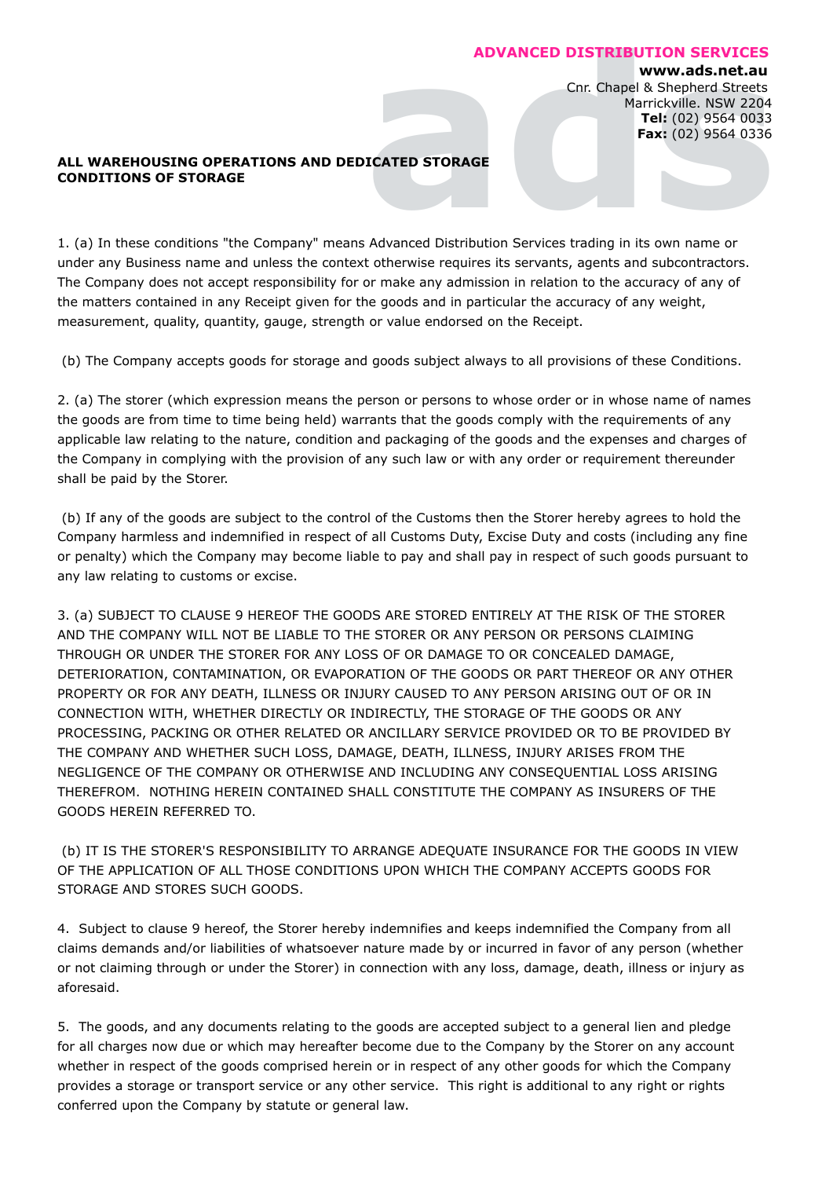**ADVANCED DISTRIBUTION SERVICES**
**www.ads.net.au**
Cnr. Chapel & Shepherd Streets
Marrickville. NSW 2204
**Tel:** (02) 9564 0033
**Fax:** (02) 9564 0336

**ALL WAREHOUSING OPERATIONS AND DEDICATED STORAGE CONDITIONS OF STORAGE**

1. (a) In these conditions "the Company" means Advanced Distribution Services trading in its own name or under any Business name and unless the context otherwise requires its servants, agents and subcontractors. The Company does not accept responsibility for or make any admission in relation to the accuracy of any of the matters contained in any Receipt given for the goods and in particular the accuracy of any weight, measurement, quality, quantity, gauge, strength or value endorsed on the Receipt.

(b) The Company accepts goods for storage and goods subject always to all provisions of these Conditions.

2. (a) The storer (which expression means the person or persons to whose order or in whose name of names the goods are from time to time being held) warrants that the goods comply with the requirements of any applicable law relating to the nature, condition and packaging of the goods and the expenses and charges of the Company in complying with the provision of any such law or with any order or requirement thereunder shall be paid by the Storer.

(b) If any of the goods are subject to the control of the Customs then the Storer hereby agrees to hold the Company harmless and indemnified in respect of all Customs Duty, Excise Duty and costs (including any fine or penalty) which the Company may become liable to pay and shall pay in respect of such goods pursuant to any law relating to customs or excise.

3. (a) SUBJECT TO CLAUSE 9 HEREOF THE GOODS ARE STORED ENTIRELY AT THE RISK OF THE STORER AND THE COMPANY WILL NOT BE LIABLE TO THE STORER OR ANY PERSON OR PERSONS CLAIMING THROUGH OR UNDER THE STORER FOR ANY LOSS OF OR DAMAGE TO OR CONCEALED DAMAGE, DETERIORATION, CONTAMINATION, OR EVAPORATION OF THE GOODS OR PART THEREOF OR ANY OTHER PROPERTY OR FOR ANY DEATH, ILLNESS OR INJURY CAUSED TO ANY PERSON ARISING OUT OF OR IN CONNECTION WITH, WHETHER DIRECTLY OR INDIRECTLY, THE STORAGE OF THE GOODS OR ANY PROCESSING, PACKING OR OTHER RELATED OR ANCILLARY SERVICE PROVIDED OR TO BE PROVIDED BY THE COMPANY AND WHETHER SUCH LOSS, DAMAGE, DEATH, ILLNESS, INJURY ARISES FROM THE NEGLIGENCE OF THE COMPANY OR OTHERWISE AND INCLUDING ANY CONSEQUENTIAL LOSS ARISING THEREFROM. NOTHING HEREIN CONTAINED SHALL CONSTITUTE THE COMPANY AS INSURERS OF THE GOODS HEREIN REFERRED TO.

(b) IT IS THE STORER'S RESPONSIBILITY TO ARRANGE ADEQUATE INSURANCE FOR THE GOODS IN VIEW OF THE APPLICATION OF ALL THOSE CONDITIONS UPON WHICH THE COMPANY ACCEPTS GOODS FOR STORAGE AND STORES SUCH GOODS.

4. Subject to clause 9 hereof, the Storer hereby indemnifies and keeps indemnified the Company from all claims demands and/or liabilities of whatsoever nature made by or incurred in favor of any person (whether or not claiming through or under the Storer) in connection with any loss, damage, death, illness or injury as aforesaid.

5. The goods, and any documents relating to the goods are accepted subject to a general lien and pledge for all charges now due or which may hereafter become due to the Company by the Storer on any account whether in respect of the goods comprised herein or in respect of any other goods for which the Company provides a storage or transport service or any other service. This right is additional to any right or rights conferred upon the Company by statute or general law.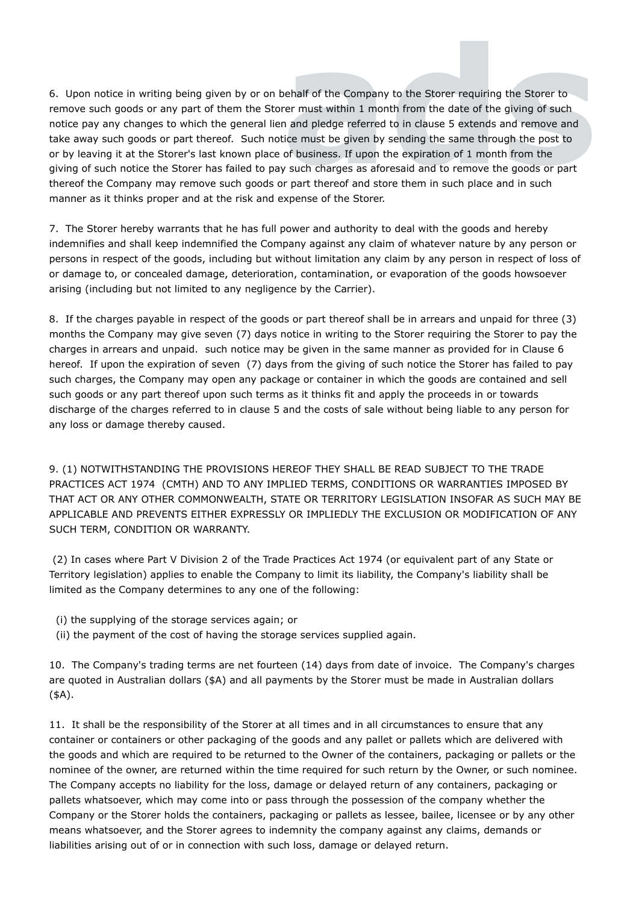6. Upon notice in writing being given by or on behalf of the Company to the Storer requiring the Storer to remove such goods or any part of them the Storer must within 1 month from the date of the giving of such notice pay any changes to which the general lien and pledge referred to in clause 5 extends and remove and take away such goods or part thereof. Such notice must be given by sending the same through the post to or by leaving it at the Storer's last known place of business. If upon the expiration of 1 month from the giving of such notice the Storer has failed to pay such charges as aforesaid and to remove the goods or part thereof the Company may remove such goods or part thereof and store them in such place and in such manner as it thinks proper and at the risk and expense of the Storer.

7. The Storer hereby warrants that he has full power and authority to deal with the goods and hereby indemnifies and shall keep indemnified the Company against any claim of whatever nature by any person or persons in respect of the goods, including but without limitation any claim by any person in respect of loss of or damage to, or concealed damage, deterioration, contamination, or evaporation of the goods howsoever arising (including but not limited to any negligence by the Carrier).

8. If the charges payable in respect of the goods or part thereof shall be in arrears and unpaid for three (3) months the Company may give seven (7) days notice in writing to the Storer requiring the Storer to pay the charges in arrears and unpaid. such notice may be given in the same manner as provided for in Clause 6 hereof. If upon the expiration of seven (7) days from the giving of such notice the Storer has failed to pay such charges, the Company may open any package or container in which the goods are contained and sell such goods or any part thereof upon such terms as it thinks fit and apply the proceeds in or towards discharge of the charges referred to in clause 5 and the costs of sale without being liable to any person for any loss or damage thereby caused.

9. (1) NOTWITHSTANDING THE PROVISIONS HEREOF THEY SHALL BE READ SUBJECT TO THE TRADE PRACTICES ACT 1974 (CMTH) AND TO ANY IMPLIED TERMS, CONDITIONS OR WARRANTIES IMPOSED BY THAT ACT OR ANY OTHER COMMONWEALTH, STATE OR TERRITORY LEGISLATION INSOFAR AS SUCH MAY BE APPLICABLE AND PREVENTS EITHER EXPRESSLY OR IMPLIEDLY THE EXCLUSION OR MODIFICATION OF ANY SUCH TERM, CONDITION OR WARRANTY.

(2) In cases where Part V Division 2 of the Trade Practices Act 1974 (or equivalent part of any State or Territory legislation) applies to enable the Company to limit its liability, the Company's liability shall be limited as the Company determines to any one of the following:

(i) the supplying of the storage services again; or
(ii) the payment of the cost of having the storage services supplied again.

10. The Company's trading terms are net fourteen (14) days from date of invoice. The Company's charges are quoted in Australian dollars ($A) and all payments by the Storer must be made in Australian dollars ($A).

11. It shall be the responsibility of the Storer at all times and in all circumstances to ensure that any container or containers or other packaging of the goods and any pallet or pallets which are delivered with the goods and which are required to be returned to the Owner of the containers, packaging or pallets or the nominee of the owner, are returned within the time required for such return by the Owner, or such nominee. The Company accepts no liability for the loss, damage or delayed return of any containers, packaging or pallets whatsoever, which may come into or pass through the possession of the company whether the Company or the Storer holds the containers, packaging or pallets as lessee, bailee, licensee or by any other means whatsoever, and the Storer agrees to indemnity the company against any claims, demands or liabilities arising out of or in connection with such loss, damage or delayed return.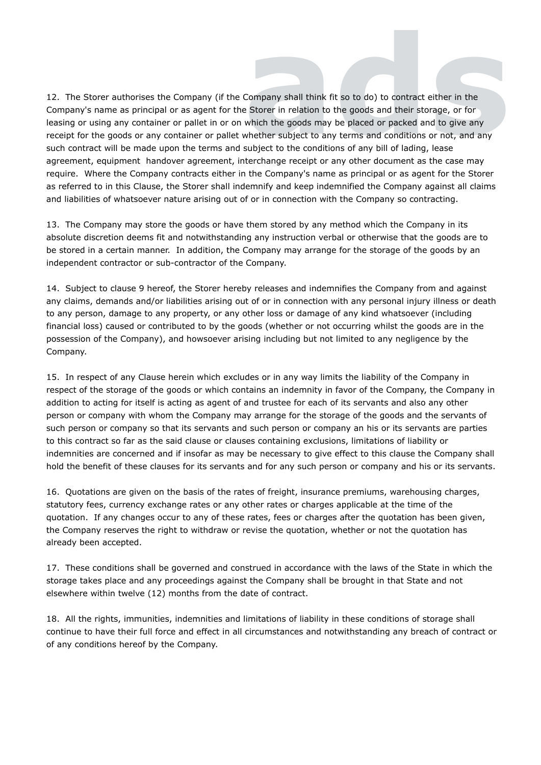12. The Storer authorises the Company (if the Company shall think fit so to do) to contract either in the Company's name as principal or as agent for the Storer in relation to the goods and their storage, or for leasing or using any container or pallet in or on which the goods may be placed or packed and to give any receipt for the goods or any container or pallet whether subject to any terms and conditions or not, and any such contract will be made upon the terms and subject to the conditions of any bill of lading, lease agreement, equipment handover agreement, interchange receipt or any other document as the case may require. Where the Company contracts either in the Company's name as principal or as agent for the Storer as referred to in this Clause, the Storer shall indemnify and keep indemnified the Company against all claims and liabilities of whatsoever nature arising out of or in connection with the Company so contracting.

13. The Company may store the goods or have them stored by any method which the Company in its absolute discretion deems fit and notwithstanding any instruction verbal or otherwise that the goods are to be stored in a certain manner. In addition, the Company may arrange for the storage of the goods by an independent contractor or sub-contractor of the Company.

14. Subject to clause 9 hereof, the Storer hereby releases and indemnifies the Company from and against any claims, demands and/or liabilities arising out of or in connection with any personal injury illness or death to any person, damage to any property, or any other loss or damage of any kind whatsoever (including financial loss) caused or contributed to by the goods (whether or not occurring whilst the goods are in the possession of the Company), and howsoever arising including but not limited to any negligence by the Company.

15. In respect of any Clause herein which excludes or in any way limits the liability of the Company in respect of the storage of the goods or which contains an indemnity in favor of the Company, the Company in addition to acting for itself is acting as agent of and trustee for each of its servants and also any other person or company with whom the Company may arrange for the storage of the goods and the servants of such person or company so that its servants and such person or company an his or its servants are parties to this contract so far as the said clause or clauses containing exclusions, limitations of liability or indemnities are concerned and if insofar as may be necessary to give effect to this clause the Company shall hold the benefit of these clauses for its servants and for any such person or company and his or its servants.

16. Quotations are given on the basis of the rates of freight, insurance premiums, warehousing charges, statutory fees, currency exchange rates or any other rates or charges applicable at the time of the quotation. If any changes occur to any of these rates, fees or charges after the quotation has been given, the Company reserves the right to withdraw or revise the quotation, whether or not the quotation has already been accepted.

17. These conditions shall be governed and construed in accordance with the laws of the State in which the storage takes place and any proceedings against the Company shall be brought in that State and not elsewhere within twelve (12) months from the date of contract.

18. All the rights, immunities, indemnities and limitations of liability in these conditions of storage shall continue to have their full force and effect in all circumstances and notwithstanding any breach of contract or of any conditions hereof by the Company.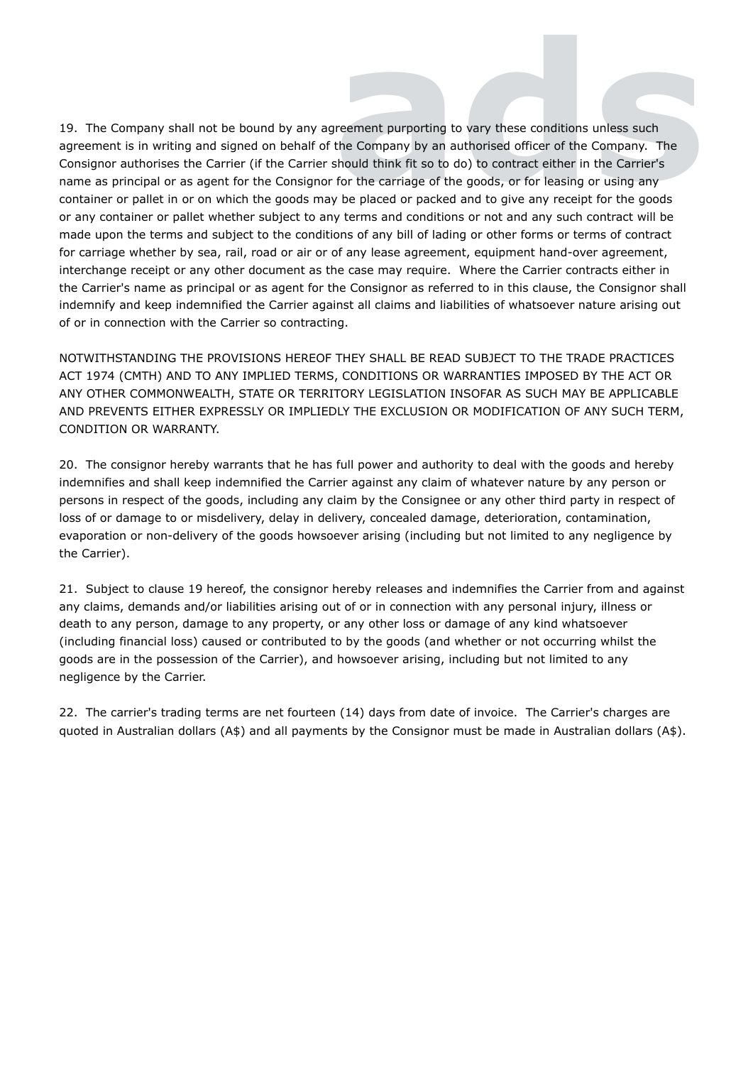19. The Company shall not be bound by any agreement purporting to vary these conditions unless such agreement is in writing and signed on behalf of the Company by an authorised officer of the Company. The Consignor authorises the Carrier (if the Carrier should think fit so to do) to contract either in the Carrier's name as principal or as agent for the Consignor for the carriage of the goods, or for leasing or using any container or pallet in or on which the goods may be placed or packed and to give any receipt for the goods or any container or pallet whether subject to any terms and conditions or not and any such contract will be made upon the terms and subject to the conditions of any bill of lading or other forms or terms of contract for carriage whether by sea, rail, road or air or of any lease agreement, equipment hand-over agreement, interchange receipt or any other document as the case may require. Where the Carrier contracts either in the Carrier's name as principal or as agent for the Consignor as referred to in this clause, the Consignor shall indemnify and keep indemnified the Carrier against all claims and liabilities of whatsoever nature arising out of or in connection with the Carrier so contracting.

NOTWITHSTANDING THE PROVISIONS HEREOF THEY SHALL BE READ SUBJECT TO THE TRADE PRACTICES ACT 1974 (CMTH) AND TO ANY IMPLIED TERMS, CONDITIONS OR WARRANTIES IMPOSED BY THE ACT OR ANY OTHER COMMONWEALTH, STATE OR TERRITORY LEGISLATION INSOFAR AS SUCH MAY BE APPLICABLE AND PREVENTS EITHER EXPRESSLY OR IMPLIEDLY THE EXCLUSION OR MODIFICATION OF ANY SUCH TERM, CONDITION OR WARRANTY.

20. The consignor hereby warrants that he has full power and authority to deal with the goods and hereby indemnifies and shall keep indemnified the Carrier against any claim of whatever nature by any person or persons in respect of the goods, including any claim by the Consignee or any other third party in respect of loss of or damage to or misdelivery, delay in delivery, concealed damage, deterioration, contamination, evaporation or non-delivery of the goods howsoever arising (including but not limited to any negligence by the Carrier).

21. Subject to clause 19 hereof, the consignor hereby releases and indemnifies the Carrier from and against any claims, demands and/or liabilities arising out of or in connection with any personal injury, illness or death to any person, damage to any property, or any other loss or damage of any kind whatsoever (including financial loss) caused or contributed to by the goods (and whether or not occurring whilst the goods are in the possession of the Carrier), and howsoever arising, including but not limited to any negligence by the Carrier.

22. The carrier's trading terms are net fourteen (14) days from date of invoice. The Carrier's charges are quoted in Australian dollars (A$) and all payments by the Consignor must be made in Australian dollars (A$).